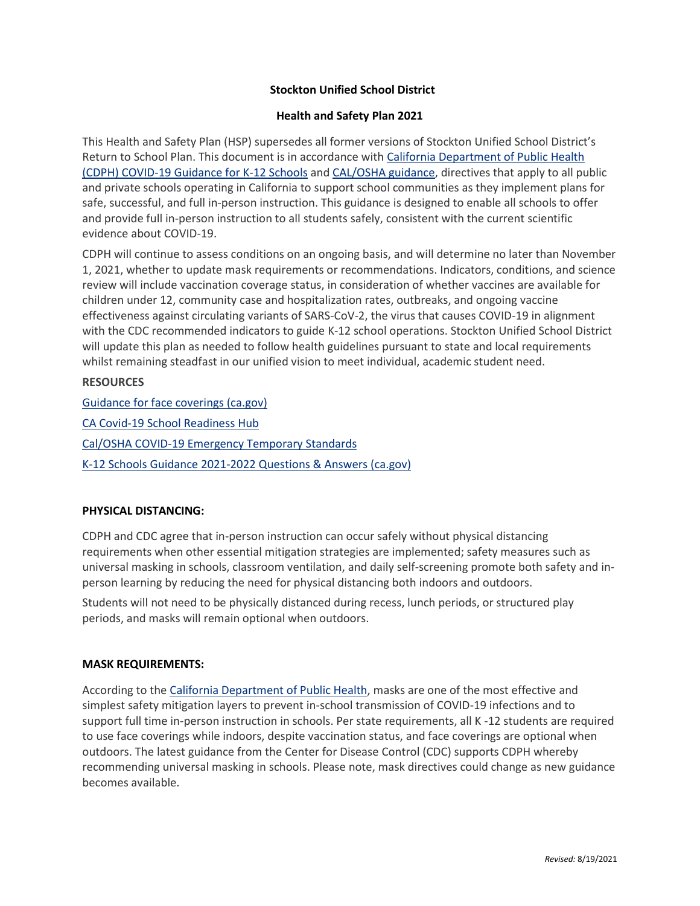# Stockton Unified School District

## Health and Safety Plan 2021

This Health and Safety Plan (HSP) supersedes all former versions of Stockton Unified School District's Return to School Plan. This document is in accordance with California Department of Public Health (CDPH) COVID-19 Guidance for K-12 Schools and CAL/OSHA guidance, directives that apply to all public and private schools operating in California to support school communities as they implement plans for safe, successful, and full in-person instruction. This guidance is designed to enable all schools to offer and provide full in-person instruction to all students safely, consistent with the current scientific evidence about COVID-19.

CDPH will continue to assess conditions on an ongoing basis, and will determine no later than November 1, 2021, whether to update mask requirements or recommendations. Indicators, conditions, and science review will include vaccination coverage status, in consideration of whether vaccines are available for children under 12, community case and hospitalization rates, outbreaks, and ongoing vaccine effectiveness against circulating variants of SARS-CoV-2, the virus that causes COVID-19 in alignment with the CDC recommended indicators to guide K-12 school operations. Stockton Unified School District will update this plan as needed to follow health guidelines pursuant to state and local requirements whilst remaining steadfast in our unified vision to meet individual, academic student need.

**RESOURCES**

Guidance for face coverings (ca.gov)

CA Covid-19 School Readiness Hub

Cal/OSHA COVID-19 Emergency Temporary Standards

K-12 Schools Guidance 2021-2022 Questions & Answers (ca.gov)

**PHYSICAL DISTANCING:**

CDPH and CDC agree that in-person instruction can occur safely without physical distancing requirements when other essential mitigation strategies are implemented; safety measures such as universal masking in schools, classroom ventilation, and daily self-screening promote both safety and in-person learning by reducing the need for physical distancing both indoors and outdoors.

Students will not need to be physically distanced during recess, lunch periods, or structured play periods, and masks will remain optional when outdoors.

**MASK REQUIREMENTS:**

According to the California Department of Public Health, masks are one of the most effective and simplest safety mitigation layers to prevent in-school transmission of COVID-19 infections and to support full time in-person instruction in schools. Per state requirements, all K -12 students are required to use face coverings while indoors, despite vaccination status, and face coverings are optional when outdoors. The latest guidance from the Center for Disease Control (CDC) supports CDPH whereby recommending universal masking in schools. Please note, mask directives could change as new guidance becomes available.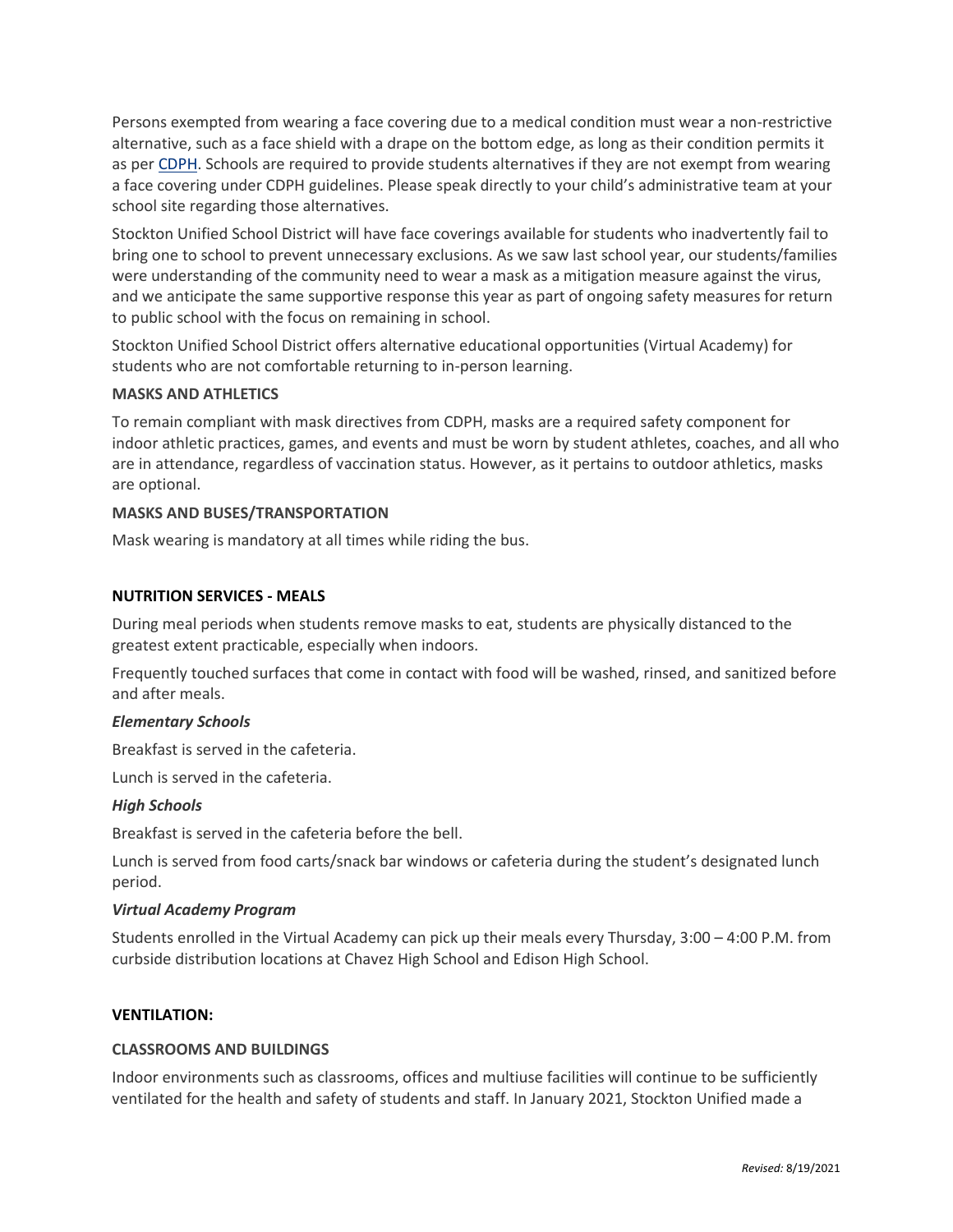Persons exempted from wearing a face covering due to a medical condition must wear a non-restrictive alternative, such as a face shield with a drape on the bottom edge, as long as their condition permits it as per CDPH. Schools are required to provide students alternatives if they are not exempt from wearing a face covering under CDPH guidelines. Please speak directly to your child's administrative team at your school site regarding those alternatives.

Stockton Unified School District will have face coverings available for students who inadvertently fail to bring one to school to prevent unnecessary exclusions. As we saw last school year, our students/families were understanding of the community need to wear a mask as a mitigation measure against the virus, and we anticipate the same supportive response this year as part of ongoing safety measures for return to public school with the focus on remaining in school.

Stockton Unified School District offers alternative educational opportunities (Virtual Academy) for students who are not comfortable returning to in-person learning.

**MASKS AND ATHLETICS**

To remain compliant with mask directives from CDPH, masks are a required safety component for indoor athletic practices, games, and events and must be worn by student athletes, coaches, and all who are in attendance, regardless of vaccination status. However, as it pertains to outdoor athletics, masks are optional.

**MASKS AND BUSES/TRANSPORTATION**

Mask wearing is mandatory at all times while riding the bus.

**NUTRITION SERVICES - MEALS**

During meal periods when students remove masks to eat, students are physically distanced to the greatest extent practicable, especially when indoors.

Frequently touched surfaces that come in contact with food will be washed, rinsed, and sanitized before and after meals.

***Elementary Schools***

Breakfast is served in the cafeteria.

Lunch is served in the cafeteria.

***High Schools***

Breakfast is served in the cafeteria before the bell.

Lunch is served from food carts/snack bar windows or cafeteria during the student's designated lunch period.

***Virtual Academy Program***

Students enrolled in the Virtual Academy can pick up their meals every Thursday, 3:00 – 4:00 P.M. from curbside distribution locations at Chavez High School and Edison High School.

**VENTILATION:**

**CLASSROOMS AND BUILDINGS**

Indoor environments such as classrooms, offices and multiuse facilities will continue to be sufficiently ventilated for the health and safety of students and staff. In January 2021, Stockton Unified made a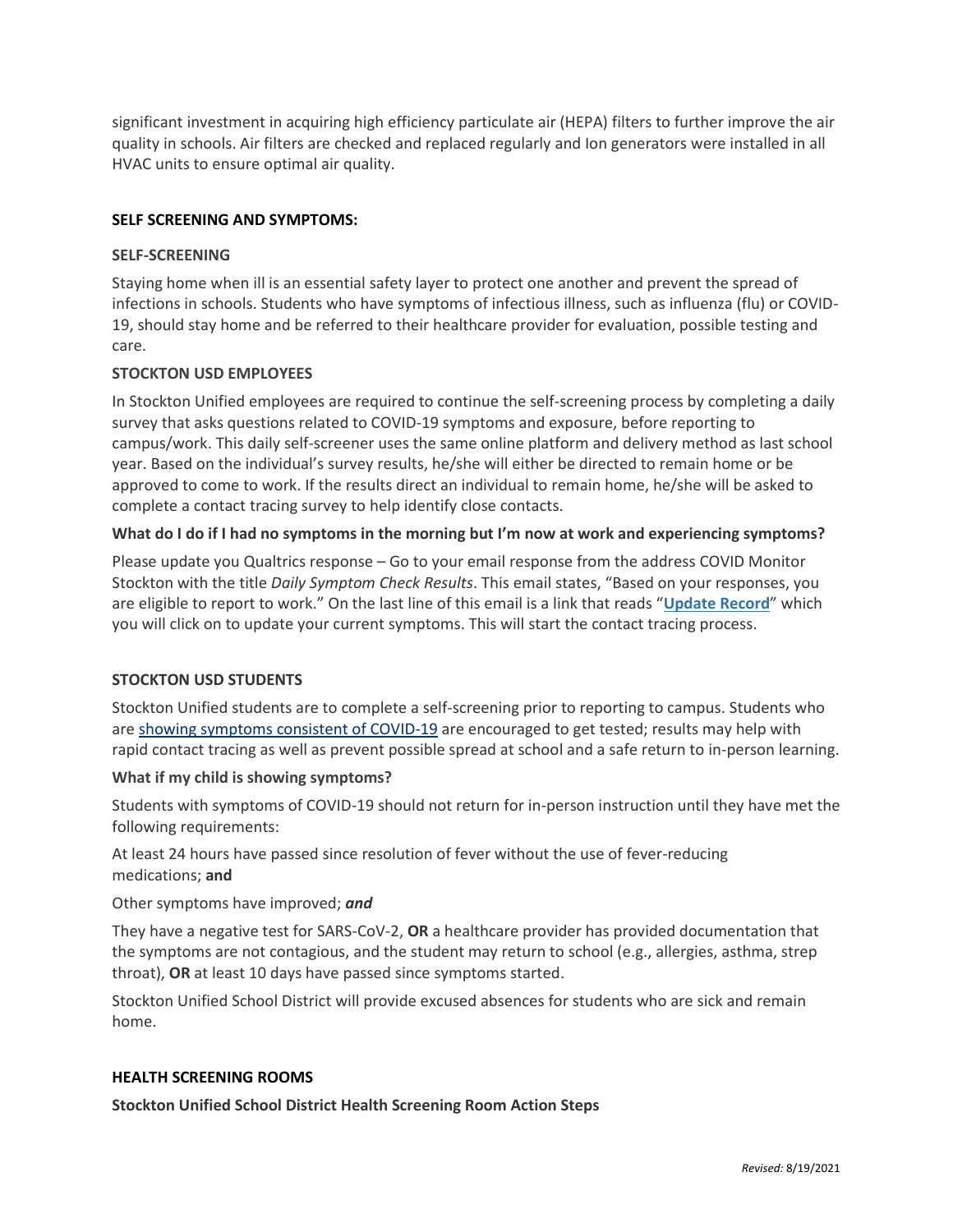significant investment in acquiring high efficiency particulate air (HEPA) filters to further improve the air quality in schools. Air filters are checked and replaced regularly and Ion generators were installed in all HVAC units to ensure optimal air quality.

## SELF SCREENING AND SYMPTOMS:

### SELF-SCREENING

Staying home when ill is an essential safety layer to protect one another and prevent the spread of infections in schools. Students who have symptoms of infectious illness, such as influenza (flu) or COVID-19, should stay home and be referred to their healthcare provider for evaluation, possible testing and care.

### STOCKTON USD EMPLOYEES

In Stockton Unified employees are required to continue the self-screening process by completing a daily survey that asks questions related to COVID-19 symptoms and exposure, before reporting to campus/work. This daily self-screener uses the same online platform and delivery method as last school year. Based on the individual's survey results, he/she will either be directed to remain home or be approved to come to work. If the results direct an individual to remain home, he/she will be asked to complete a contact tracing survey to help identify close contacts.

**What do I do if I had no symptoms in the morning but I'm now at work and experiencing symptoms?**

Please update you Qualtrics response – Go to your email response from the address COVID Monitor Stockton with the title *Daily Symptom Check Results*. This email states, "Based on your responses, you are eligible to report to work." On the last line of this email is a link that reads "**Update Record**" which you will click on to update your current symptoms. This will start the contact tracing process.

### STOCKTON USD STUDENTS

Stockton Unified students are to complete a self-screening prior to reporting to campus. Students who are showing symptoms consistent of COVID-19 are encouraged to get tested; results may help with rapid contact tracing as well as prevent possible spread at school and a safe return to in-person learning.

**What if my child is showing symptoms?**

Students with symptoms of COVID-19 should not return for in-person instruction until they have met the following requirements:

At least 24 hours have passed since resolution of fever without the use of fever-reducing medications; **and**

Other symptoms have improved; ***and***

They have a negative test for SARS-CoV-2, **OR** a healthcare provider has provided documentation that the symptoms are not contagious, and the student may return to school (e.g., allergies, asthma, strep throat), **OR** at least 10 days have passed since symptoms started.

Stockton Unified School District will provide excused absences for students who are sick and remain home.

## HEALTH SCREENING ROOMS

**Stockton Unified School District Health Screening Room Action Steps**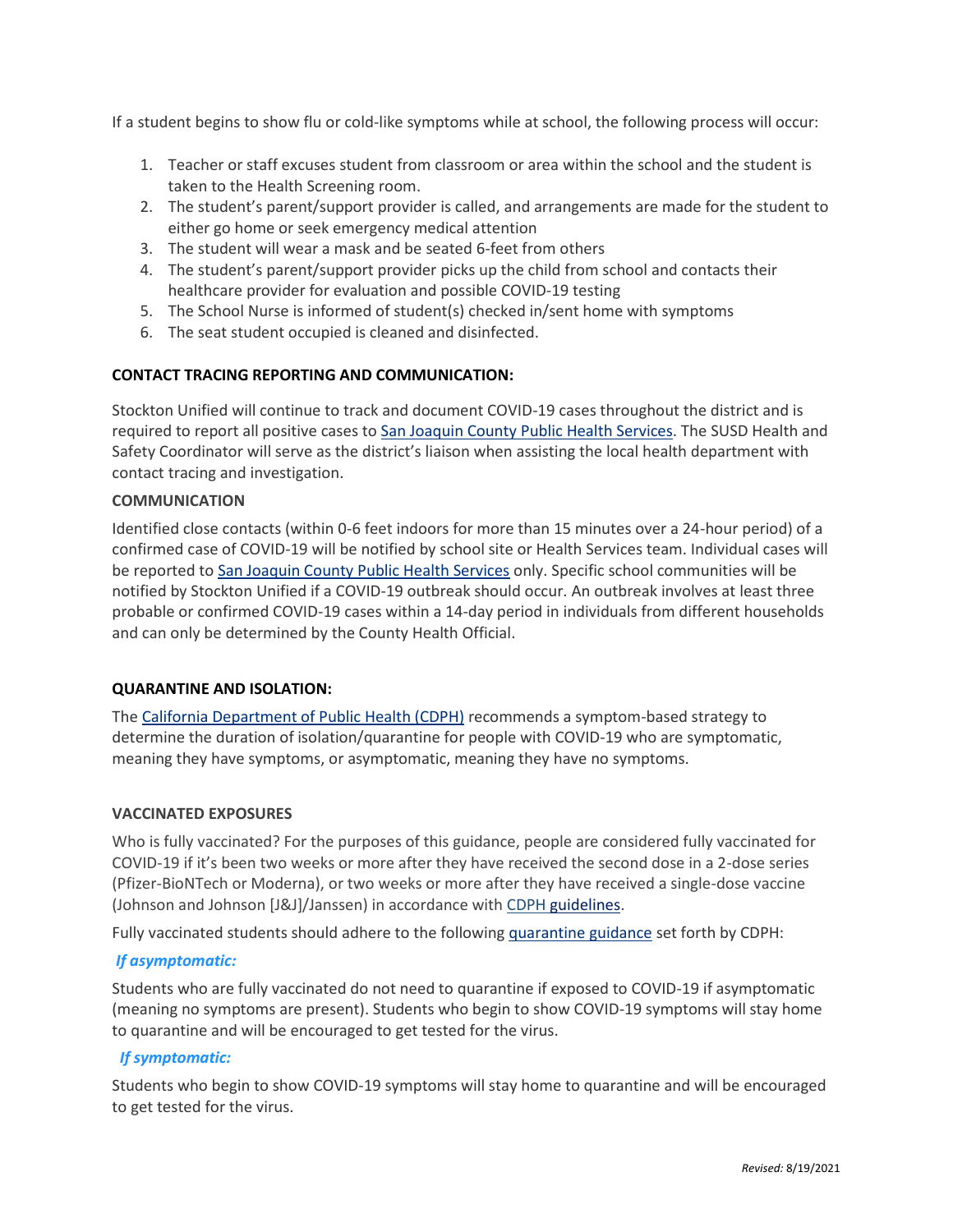If a student begins to show flu or cold-like symptoms while at school, the following process will occur:

1. Teacher or staff excuses student from classroom or area within the school and the student is taken to the Health Screening room.
2. The student's parent/support provider is called, and arrangements are made for the student to either go home or seek emergency medical attention
3. The student will wear a mask and be seated 6-feet from others
4. The student's parent/support provider picks up the child from school and contacts their healthcare provider for evaluation and possible COVID-19 testing
5. The School Nurse is informed of student(s) checked in/sent home with symptoms
6. The seat student occupied is cleaned and disinfected.

**CONTACT TRACING REPORTING AND COMMUNICATION:**

Stockton Unified will continue to track and document COVID-19 cases throughout the district and is required to report all positive cases to San Joaquin County Public Health Services. The SUSD Health and Safety Coordinator will serve as the district's liaison when assisting the local health department with contact tracing and investigation.

**COMMUNICATION**

Identified close contacts (within 0-6 feet indoors for more than 15 minutes over a 24-hour period) of a confirmed case of COVID-19 will be notified by school site or Health Services team. Individual cases will be reported to San Joaquin County Public Health Services only. Specific school communities will be notified by Stockton Unified if a COVID-19 outbreak should occur. An outbreak involves at least three probable or confirmed COVID-19 cases within a 14-day period in individuals from different households and can only be determined by the County Health Official.

**QUARANTINE AND ISOLATION:**

The California Department of Public Health (CDPH) recommends a symptom-based strategy to determine the duration of isolation/quarantine for people with COVID-19 who are symptomatic, meaning they have symptoms, or asymptomatic, meaning they have no symptoms.

**VACCINATED EXPOSURES**

Who is fully vaccinated? For the purposes of this guidance, people are considered fully vaccinated for COVID-19 if it's been two weeks or more after they have received the second dose in a 2-dose series (Pfizer-BioNTech or Moderna), or two weeks or more after they have received a single-dose vaccine (Johnson and Johnson [J&J]/Janssen) in accordance with CDPH guidelines.

Fully vaccinated students should adhere to the following quarantine guidance set forth by CDPH:

***If asymptomatic:***

Students who are fully vaccinated do not need to quarantine if exposed to COVID-19 if asymptomatic (meaning no symptoms are present). Students who begin to show COVID-19 symptoms will stay home to quarantine and will be encouraged to get tested for the virus.

***If symptomatic:***

Students who begin to show COVID-19 symptoms will stay home to quarantine and will be encouraged to get tested for the virus.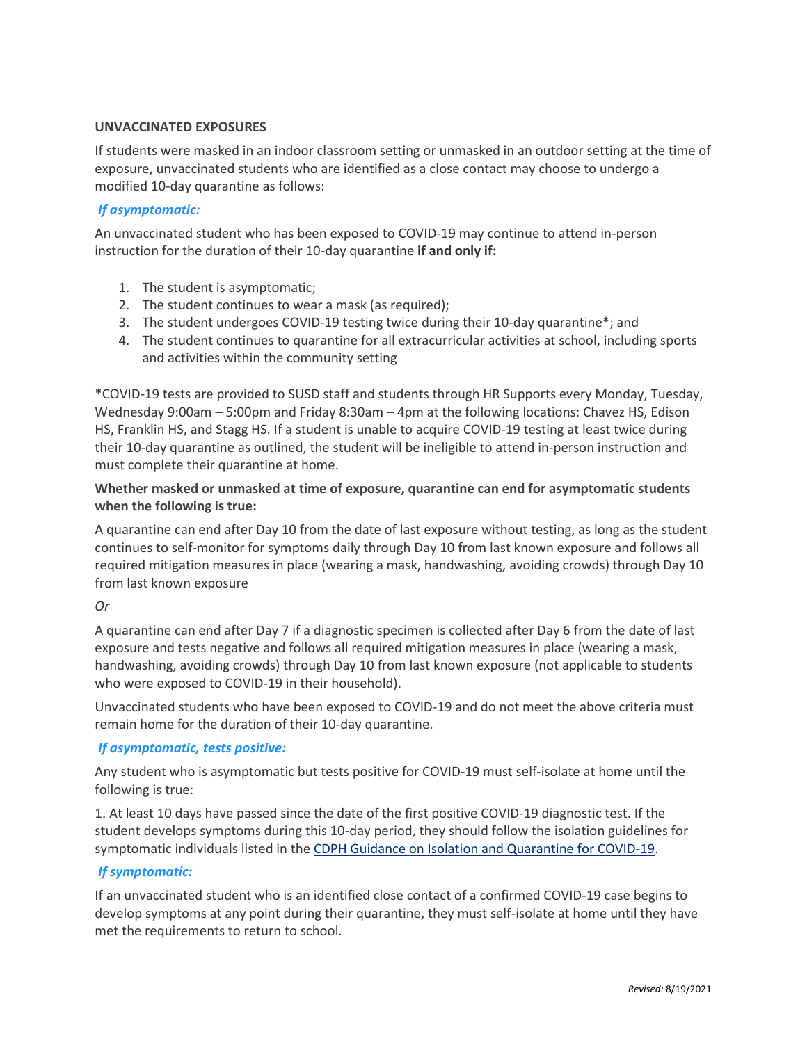**UNVACCINATED EXPOSURES**

If students were masked in an indoor classroom setting or unmasked in an outdoor setting at the time of exposure, unvaccinated students who are identified as a close contact may choose to undergo a modified 10-day quarantine as follows:

***If asymptomatic:***

An unvaccinated student who has been exposed to COVID-19 may continue to attend in-person instruction for the duration of their 10-day quarantine **if and only if:**

1. The student is asymptomatic;
2. The student continues to wear a mask (as required);
3. The student undergoes COVID-19 testing twice during their 10-day quarantine*; and
4. The student continues to quarantine for all extracurricular activities at school, including sports and activities within the community setting

*COVID-19 tests are provided to SUSD staff and students through HR Supports every Monday, Tuesday, Wednesday 9:00am – 5:00pm and Friday 8:30am – 4pm at the following locations: Chavez HS, Edison HS, Franklin HS, and Stagg HS. If a student is unable to acquire COVID-19 testing at least twice during their 10-day quarantine as outlined, the student will be ineligible to attend in-person instruction and must complete their quarantine at home.

**Whether masked or unmasked at time of exposure, quarantine can end for asymptomatic students when the following is true:**

A quarantine can end after Day 10 from the date of last exposure without testing, as long as the student continues to self-monitor for symptoms daily through Day 10 from last known exposure and follows all required mitigation measures in place (wearing a mask, handwashing, avoiding crowds) through Day 10 from last known exposure

*Or*

A quarantine can end after Day 7 if a diagnostic specimen is collected after Day 6 from the date of last exposure and tests negative and follows all required mitigation measures in place (wearing a mask, handwashing, avoiding crowds) through Day 10 from last known exposure (not applicable to students who were exposed to COVID-19 in their household).

Unvaccinated students who have been exposed to COVID-19 and do not meet the above criteria must remain home for the duration of their 10-day quarantine.

***If asymptomatic, tests positive:***

Any student who is asymptomatic but tests positive for COVID-19 must self-isolate at home until the following is true:

1. At least 10 days have passed since the date of the first positive COVID-19 diagnostic test. If the student develops symptoms during this 10-day period, they should follow the isolation guidelines for symptomatic individuals listed in the CDPH Guidance on Isolation and Quarantine for COVID-19.

***If symptomatic:***

If an unvaccinated student who is an identified close contact of a confirmed COVID-19 case begins to develop symptoms at any point during their quarantine, they must self-isolate at home until they have met the requirements to return to school.

*Revised:* 8/19/2021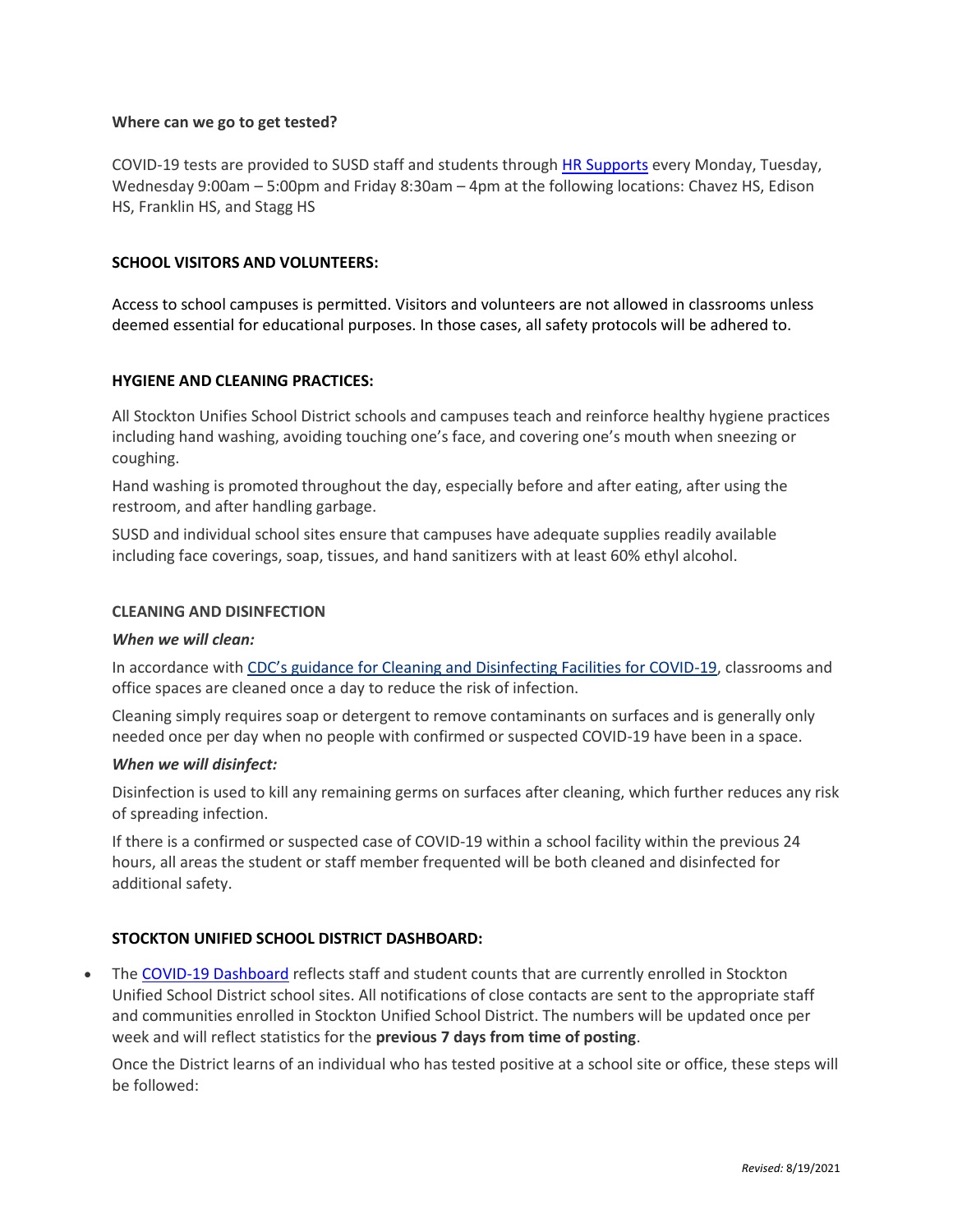**Where can we go to get tested?**

COVID-19 tests are provided to SUSD staff and students through HR Supports every Monday, Tuesday, Wednesday 9:00am – 5:00pm and Friday 8:30am – 4pm at the following locations: Chavez HS, Edison HS, Franklin HS, and Stagg HS

**SCHOOL VISITORS AND VOLUNTEERS:**

Access to school campuses is permitted. Visitors and volunteers are not allowed in classrooms unless deemed essential for educational purposes. In those cases, all safety protocols will be adhered to.

**HYGIENE AND CLEANING PRACTICES:**

All Stockton Unifies School District schools and campuses teach and reinforce healthy hygiene practices including hand washing, avoiding touching one's face, and covering one's mouth when sneezing or coughing.

Hand washing is promoted throughout the day, especially before and after eating, after using the restroom, and after handling garbage.

SUSD and individual school sites ensure that campuses have adequate supplies readily available including face coverings, soap, tissues, and hand sanitizers with at least 60% ethyl alcohol.

**CLEANING AND DISINFECTION**

***When we will clean:***

In accordance with CDC's guidance for Cleaning and Disinfecting Facilities for COVID-19, classrooms and office spaces are cleaned once a day to reduce the risk of infection.

Cleaning simply requires soap or detergent to remove contaminants on surfaces and is generally only needed once per day when no people with confirmed or suspected COVID-19 have been in a space.

***When we will disinfect:***

Disinfection is used to kill any remaining germs on surfaces after cleaning, which further reduces any risk of spreading infection.

If there is a confirmed or suspected case of COVID-19 within a school facility within the previous 24 hours, all areas the student or staff member frequented will be both cleaned and disinfected for additional safety.

**STOCKTON UNIFIED SCHOOL DISTRICT DASHBOARD:**

- The COVID-19 Dashboard reflects staff and student counts that are currently enrolled in Stockton Unified School District school sites. All notifications of close contacts are sent to the appropriate staff and communities enrolled in Stockton Unified School District. The numbers will be updated once per week and will reflect statistics for the **previous 7 days from time of posting**.

  Once the District learns of an individual who has tested positive at a school site or office, these steps will be followed: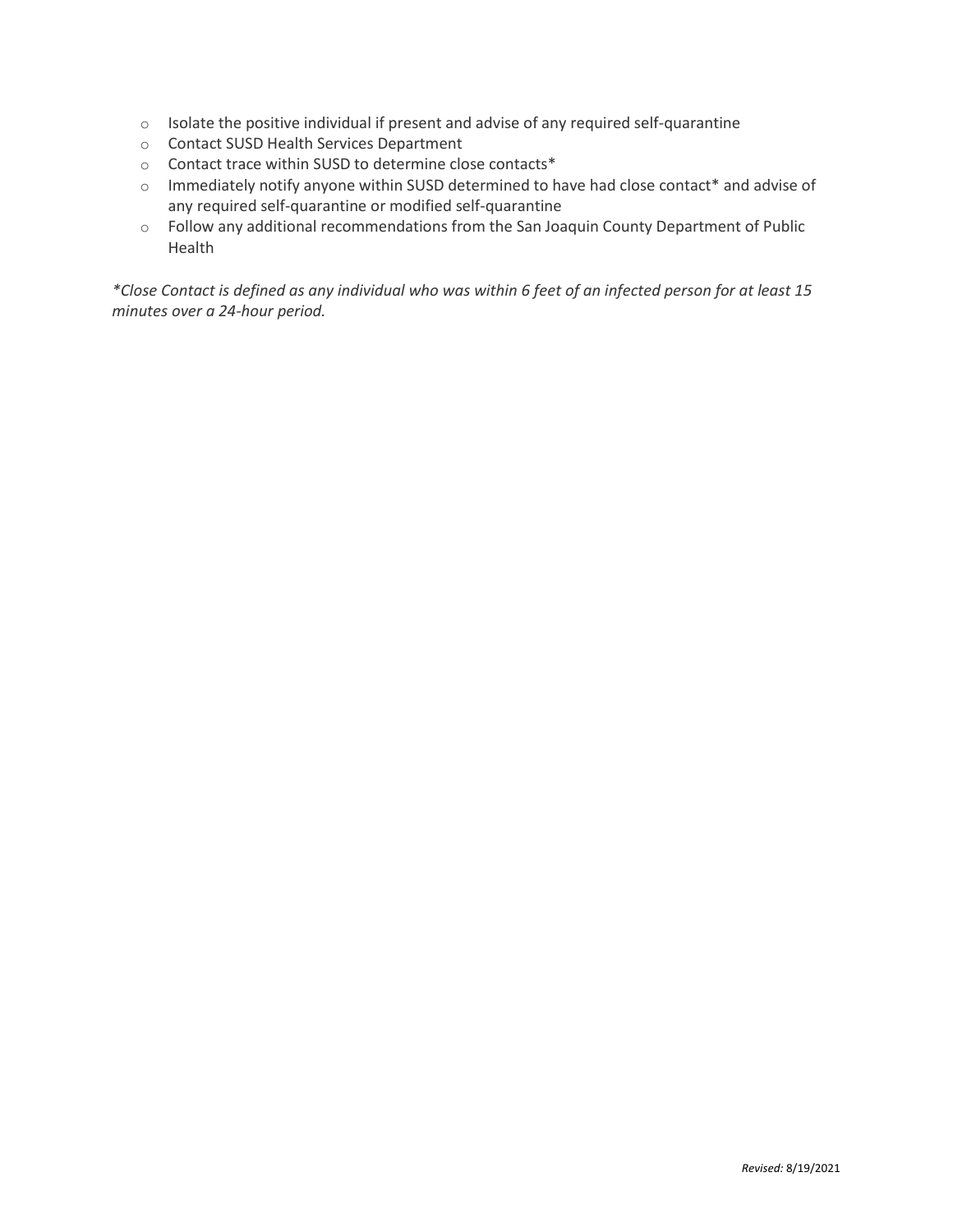- Isolate the positive individual if present and advise of any required self-quarantine
- Contact SUSD Health Services Department
- Contact trace within SUSD to determine close contacts*
- Immediately notify anyone within SUSD determined to have had close contact* and advise of any required self-quarantine or modified self-quarantine
- Follow any additional recommendations from the San Joaquin County Department of Public Health

*\*Close Contact is defined as any individual who was within 6 feet of an infected person for at least 15 minutes over a 24-hour period.*

*Revised:* 8/19/2021